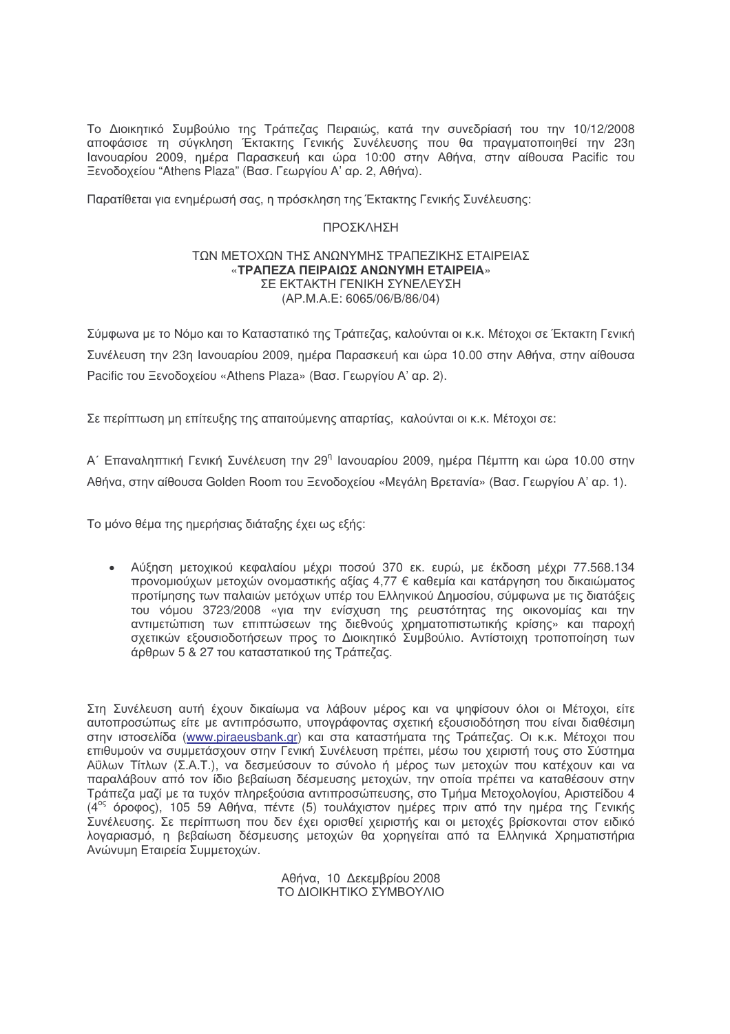Το Διοικητικό Συμβούλιο της Τράπεζας Πειραιώς, κατά την συνεδρίασή του την 10/12/2008 αποφάσισε τη σύγκληση Έκτακτης Γενικής Συνέλευσης που θα πραγματοποιηθεί την 23η Ιανουαρίου 2009, ημέρα Παρασκευή και ώρα 10:00 στην Αθήνα, στην αίθουσα Pacific του Ξενοδοχείου "Athens Plaza" (Βασ. Γεωργίου Α' αρ. 2, Αθήνα).

Παρατίθεται για ενημέρωσή σας, η πρόσκληση της Έκτακτης Γενικής Συνέλευσης:

ΠΡΟΣΚΛΗΣΗ

ΤΩΝ ΜΕΤΟΧΩΝ ΤΗΣ ΑΝΩΝΥΜΗΣ ΤΡΑΠΕΖΙΚΗΣ ΕΤΑΙΡΕΙΑΣ
«**ΤΡΑΠΕΖΑ ΠΕΙΡΑΙΩΣ ΑΝΩΝΥΜΗ ΕΤΑΙΡΕΙΑ**»
ΣΕ ΕΚΤΑΚΤΗ ΓΕΝΙΚΗ ΣΥΝΕΛΕΥΣΗ
(ΑΡ.Μ.Α.Ε: 6065/06/Β/86/04)

Σύμφωνα με το Νόμο και το Καταστατικό της Τράπεζας, καλούνται οι κ.κ. Μέτοχοι σε Έκτακτη Γενική Συνέλευση την 23η Ιανουαρίου 2009, ημέρα Παρασκευή και ώρα 10.00 στην Αθήνα, στην αίθουσα Pacific του Ξενοδοχείου «Athens Plaza» (Βασ. Γεωργίου Α' αρ. 2).

Σε περίπτωση μη επίτευξης της απαιτούμενης απαρτίας, καλούνται οι κ.κ. Μέτοχοι σε:

Α΄ Επαναληπτική Γενική Συνέλευση την 29η Ιανουαρίου 2009, ημέρα Πέμπτη και ώρα 10.00 στην Αθήνα, στην αίθουσα Golden Room του Ξενοδοχείου «Μεγάλη Βρετανία» (Βασ. Γεωργίου Α' αρ. 1).

Το μόνο θέμα της ημερήσιας διάταξης έχει ως εξής:

- Αύξηση μετοχικού κεφαλαίου μέχρι ποσού 370 εκ. ευρώ, με έκδοση μέχρι 77.568.134 προνομιούχων μετοχών ονομαστικής αξίας 4,77 € καθεμία και κατάργηση του δικαιώματος προτίμησης των παλαιών μετόχων υπέρ του Ελληνικού Δημοσίου, σύμφωνα με τις διατάξεις του νόμου 3723/2008 «για την ενίσχυση της ρευστότητας της οικονομίας και την αντιμετώπιση των επιπτώσεων της διεθνούς χρηματοπιστωτικής κρίσης» και παροχή σχετικών εξουσιοδοτήσεων προς το Διοικητικό Συμβούλιο. Αντίστοιχη τροποποίηση των άρθρων 5 & 27 του καταστατικού της Τράπεζας.

Στη Συνέλευση αυτή έχουν δικαίωμα να λάβουν μέρος και να ψηφίσουν όλοι οι Μέτοχοι, είτε αυτοπροσώπως είτε με αντιπρόσωπο, υπογράφοντας σχετική εξουσιοδότηση που είναι διαθέσιμη στην ιστοσελίδα (www.piraeusbank.gr) και στα καταστήματα της Τράπεζας. Οι κ.κ. Μέτοχοι που επιθυμούν να συμμετάσχουν στην Γενική Συνέλευση πρέπει, μέσω του χειριστή τους στο Σύστημα Αΰλων Τίτλων (Σ.Α.Τ.), να δεσμεύσουν το σύνολο ή μέρος των μετοχών που κατέχουν και να παραλάβουν από τον ίδιο βεβαίωση δέσμευσης μετοχών, την οποία πρέπει να καταθέσουν στην Τράπεζα μαζί με τα τυχόν πληρεξούσια αντιπροσώπευσης, στο Τμήμα Μετοχολογίου, Αριστείδου 4 (4ος όροφος), 105 59 Αθήνα, πέντε (5) τουλάχιστον ημέρες πριν από την ημέρα της Γενικής Συνέλευσης. Σε περίπτωση που δεν έχει ορισθεί χειριστής και οι μετοχές βρίσκονται στον ειδικό λογαριασμό, η βεβαίωση δέσμευσης μετοχών θα χορηγείται από τα Ελληνικά Χρηματιστήρια Ανώνυμη Εταιρεία Συμμετοχών.

Αθήνα, 10 Δεκεμβρίου 2008
ΤΟ ΔΙΟΙΚΗΤΙΚΟ ΣΥΜΒΟΥΛΙΟ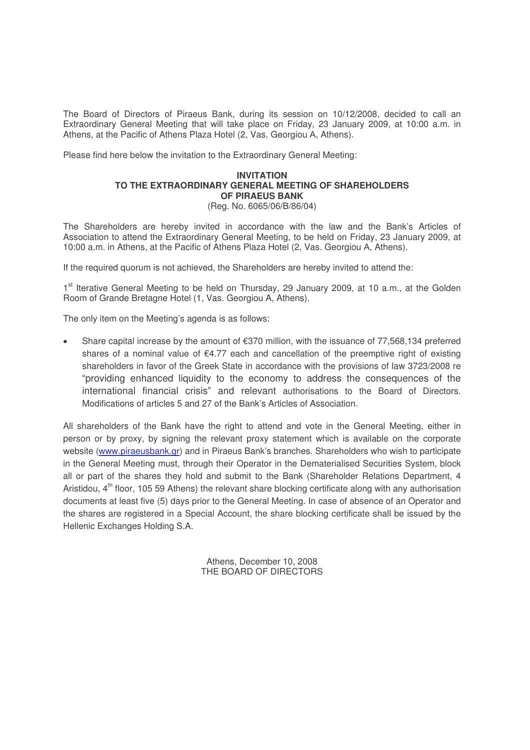The Board of Directors of Piraeus Bank, during its session on 10/12/2008, decided to call an Extraordinary General Meeting that will take place on Friday, 23 January 2009, at 10:00 a.m. in Athens, at the Pacific of Athens Plaza Hotel (2, Vas. Georgiou A, Athens).

Please find here below the invitation to the Extraordinary General Meeting:

**INVITATION**
**TO THE EXTRAORDINARY GENERAL MEETING OF SHAREHOLDERS**
**OF PIRAEUS BANK**
(Reg. No. 6065/06/B/86/04)

The Shareholders are hereby invited in accordance with the law and the Bank's Articles of Association to attend the Extraordinary General Meeting, to be held on Friday, 23 January 2009, at 10:00 a.m. in Athens, at the Pacific of Athens Plaza Hotel (2, Vas. Georgiou A, Athens).

If the required quorum is not achieved, the Shareholders are hereby invited to attend the:

1st Iterative General Meeting to be held on Thursday, 29 January 2009, at 10 a.m., at the Golden Room of Grande Bretagne Hotel (1, Vas. Georgiou A, Athens).

The only item on the Meeting's agenda is as follows:

- Share capital increase by the amount of €370 million, with the issuance of 77,568,134 preferred shares of a nominal value of €4.77 each and cancellation of the preemptive right of existing shareholders in favor of the Greek State in accordance with the provisions of law 3723/2008 re "providing enhanced liquidity to the economy to address the consequences of the international financial crisis" and relevant authorisations to the Board of Directors. Modifications of articles 5 and 27 of the Bank's Articles of Association.

All shareholders of the Bank have the right to attend and vote in the General Meeting, either in person or by proxy, by signing the relevant proxy statement which is available on the corporate website (www.piraeusbank.gr) and in Piraeus Bank's branches. Shareholders who wish to participate in the General Meeting must, through their Operator in the Dematerialised Securities System, block all or part of the shares they hold and submit to the Bank (Shareholder Relations Department, 4 Aristidou, 4th floor, 105 59 Athens) the relevant share blocking certificate along with any authorisation documents at least five (5) days prior to the General Meeting. In case of absence of an Operator and the shares are registered in a Special Account, the share blocking certificate shall be issued by the Hellenic Exchanges Holding S.A.

Athens, December 10, 2008
THE BOARD OF DIRECTORS